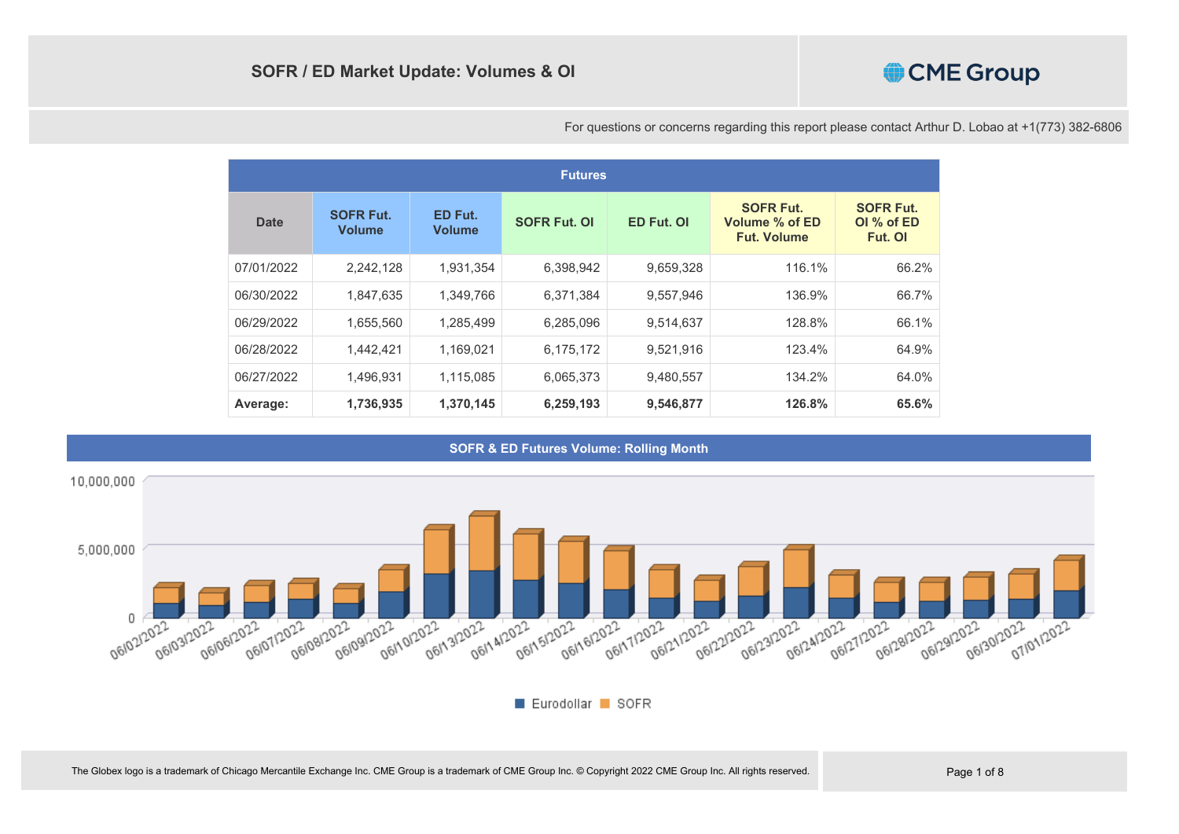# SOFR / ED Market Update: Volumes & OI

CME Group

For questions or concerns regarding this report please contact Arthur D. Lobao at +1(773) 382-6806

| Futures | | | | | | |
|---|---|---|---|---|---|---|
| Date | SOFR Fut. Volume | ED Fut. Volume | SOFR Fut. OI | ED Fut. OI | SOFR Fut. Volume % of ED Fut. Volume | SOFR Fut. OI % of ED Fut. OI |
| 07/01/2022 | 2,242,128 | 1,931,354 | 6,398,942 | 9,659,328 | 116.1% | 66.2% |
| 06/30/2022 | 1,847,635 | 1,349,766 | 6,371,384 | 9,557,946 | 136.9% | 66.7% |
| 06/29/2022 | 1,655,560 | 1,285,499 | 6,285,096 | 9,514,637 | 128.8% | 66.1% |
| 06/28/2022 | 1,442,421 | 1,169,021 | 6,175,172 | 9,521,916 | 123.4% | 64.9% |
| 06/27/2022 | 1,496,931 | 1,115,085 | 6,065,373 | 9,480,557 | 134.2% | 64.0% |
| **Average:** | **1,736,935** | **1,370,145** | **6,259,193** | **9,546,877** | **126.8%** | **65.6%** |

## SOFR & ED Futures Volume: Rolling Month

10,000,000
5,000,000
0

06/02/2022
06/03/2022
06/06/2022
06/07/2022
06/08/2022
06/09/2022
06/10/2022
06/13/2022
06/14/2022
06/15/2022
06/16/2022
06/17/2022
06/21/2022
06/22/2022
06/23/2022
06/24/2022
06/27/2022
06/28/2022
06/29/2022
06/30/2022
07/01/2022

Eurodollar SOFR

The Globex logo is a trademark of Chicago Mercantile Exchange Inc. CME Group is a trademark of CME Group Inc. © Copyright 2022 CME Group Inc. All rights reserved.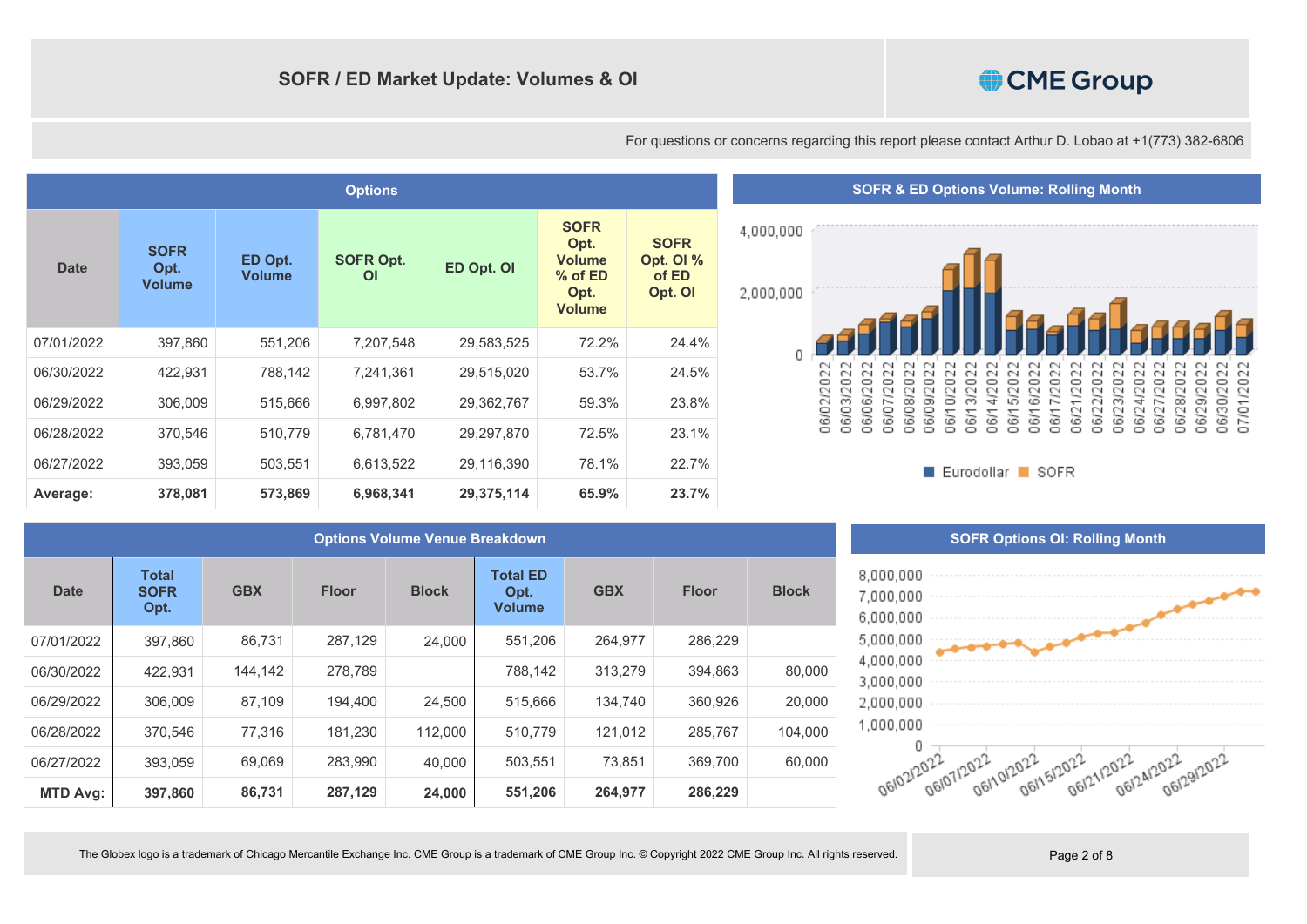# SOFR / ED Market Update: Volumes & OI

For questions or concerns regarding this report please contact Arthur D. Lobao at +1(773) 382-6806

## Options

| Date | SOFR Opt. Volume | ED Opt. Volume | SOFR Opt. OI | ED Opt. OI | SOFR Opt. Volume % of ED Opt. Volume | SOFR Opt. OI % of ED Opt. OI |
|---|---|---|---|---|---|---|
| 07/01/2022 | 397,860 | 551,206 | 7,207,548 | 29,583,525 | 72.2% | 24.4% |
| 06/30/2022 | 422,931 | 788,142 | 7,241,361 | 29,515,020 | 53.7% | 24.5% |
| 06/29/2022 | 306,009 | 515,666 | 6,997,802 | 29,362,767 | 59.3% | 23.8% |
| 06/28/2022 | 370,546 | 510,779 | 6,781,470 | 29,297,870 | 72.5% | 23.1% |
| 06/27/2022 | 393,059 | 503,551 | 6,613,522 | 29,116,390 | 78.1% | 22.7% |
| **Average:** | **378,081** | **573,869** | **6,968,341** | **29,375,114** | **65.9%** | **23.7%** |

## SOFR & ED Options Volume: Rolling Month

4,000,000
2,000,000
0

06/02/2022, 06/03/2022, 06/06/2022, 06/07/2022, 06/08/2022, 06/09/2022, 06/10/2022, 06/13/2022, 06/14/2022, 06/15/2022, 06/16/2022, 06/17/2022, 06/21/2022, 06/22/2022, 06/23/2022, 06/24/2022, 06/27/2022, 06/28/2022, 06/29/2022, 06/30/2022, 07/01/2022

Eurodollar SOFR

## Options Volume Venue Breakdown

| Date | Total SOFR Opt. | GBX | Floor | Block | Total ED Opt. Volume | GBX | Floor | Block |
|---|---|---|---|---|---|---|---|---|
| 07/01/2022 | 397,860 | 86,731 | 287,129 | 24,000 | 551,206 | 264,977 | 286,229 | |
| 06/30/2022 | 422,931 | 144,142 | 278,789 | | 788,142 | 313,279 | 394,863 | 80,000 |
| 06/29/2022 | 306,009 | 87,109 | 194,400 | 24,500 | 515,666 | 134,740 | 360,926 | 20,000 |
| 06/28/2022 | 370,546 | 77,316 | 181,230 | 112,000 | 510,779 | 121,012 | 285,767 | 104,000 |
| 06/27/2022 | 393,059 | 69,069 | 283,990 | 40,000 | 503,551 | 73,851 | 369,700 | 60,000 |
| **MTD Avg:** | **397,860** | **86,731** | **287,129** | **24,000** | **551,206** | **264,977** | **286,229** | |

## SOFR Options OI: Rolling Month

8,000,000
7,000,000
6,000,000
5,000,000
4,000,000
3,000,000
2,000,000
1,000,000
0

06/02/2022, 06/07/2022, 06/10/2022, 06/15/2022, 06/21/2022, 06/24/2022, 06/29/2022

The Globex logo is a trademark of Chicago Mercantile Exchange Inc. CME Group is a trademark of CME Group Inc. © Copyright 2022 CME Group Inc. All rights reserved.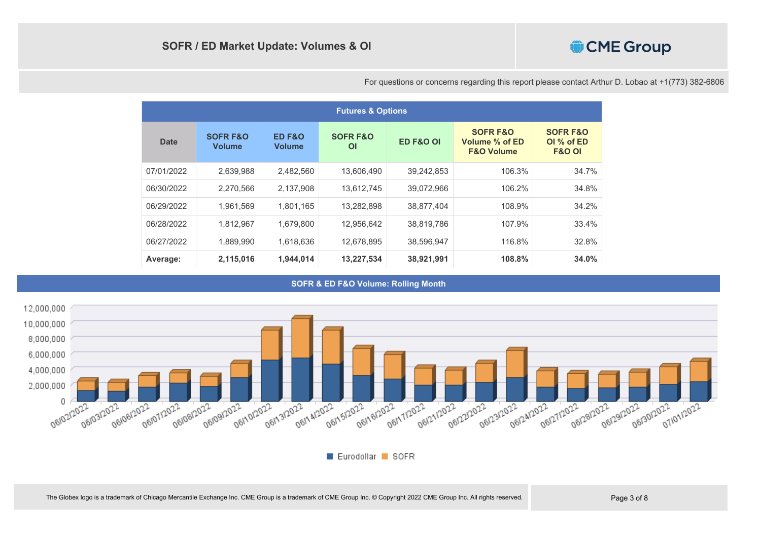# SOFR / ED Market Update: Volumes & OI

For questions or concerns regarding this report please contact Arthur D. Lobao at +1(773) 382-6806

| Futures & Options | | | | | | |
|---|---|---|---|---|---|---|
| Date | SOFR F&O Volume | ED F&O Volume | SOFR F&O OI | ED F&O OI | SOFR F&O Volume % of ED F&O Volume | SOFR F&O OI % of ED F&O OI |
| 07/01/2022 | 2,639,988 | 2,482,560 | 13,606,490 | 39,242,853 | 106.3% | 34.7% |
| 06/30/2022 | 2,270,566 | 2,137,908 | 13,612,745 | 39,072,966 | 106.2% | 34.8% |
| 06/29/2022 | 1,961,569 | 1,801,165 | 13,282,898 | 38,877,404 | 108.9% | 34.2% |
| 06/28/2022 | 1,812,967 | 1,679,800 | 12,956,642 | 38,819,786 | 107.9% | 33.4% |
| 06/27/2022 | 1,889,990 | 1,618,636 | 12,678,895 | 38,596,947 | 116.8% | 32.8% |
| **Average:** | **2,115,016** | **1,944,014** | **13,227,534** | **38,921,991** | **108.8%** | **34.0%** |

## SOFR & ED F&O Volume: Rolling Month

12,000,000
10,000,000
8,000,000
6,000,000
4,000,000
2,000,000
0

06/02/2022, 06/03/2022, 06/06/2022, 06/07/2022, 06/08/2022, 06/09/2022, 06/10/2022, 06/13/2022, 06/14/2022, 06/15/2022, 06/16/2022, 06/17/2022, 06/21/2022, 06/22/2022, 06/23/2022, 06/24/2022, 06/27/2022, 06/28/2022, 06/29/2022, 06/30/2022, 07/01/2022

Eurodollar SOFR

The Globex logo is a trademark of Chicago Mercantile Exchange Inc. CME Group is a trademark of CME Group Inc. © Copyright 2022 CME Group Inc. All rights reserved.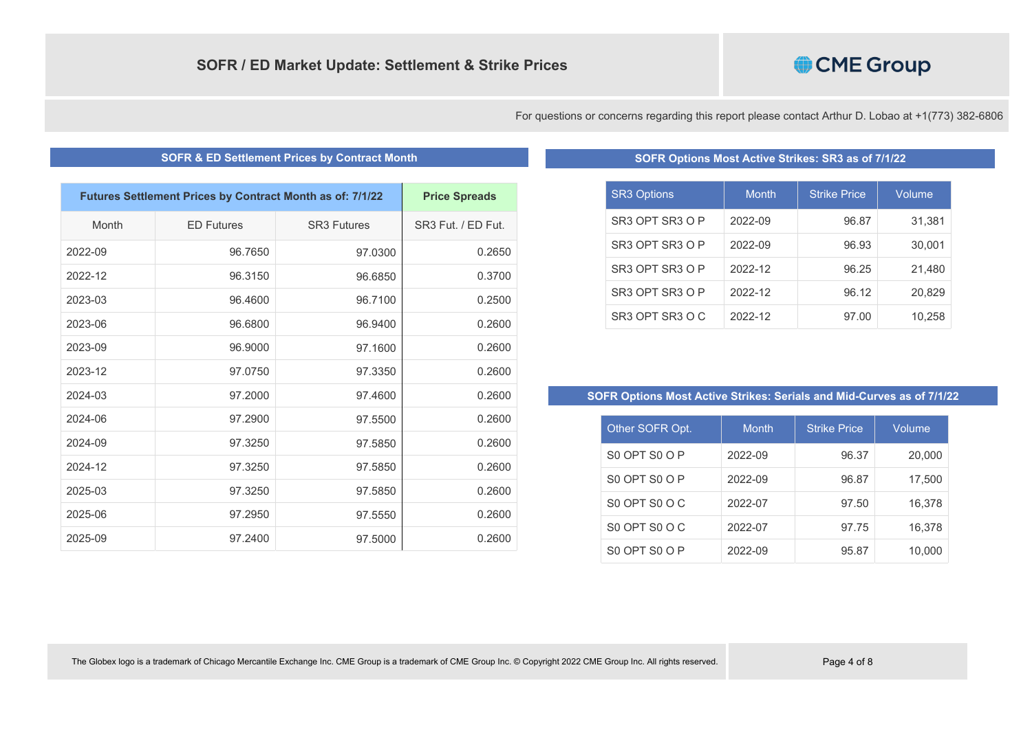# SOFR / ED Market Update: Settlement & Strike Prices

CME Group

For questions or concerns regarding this report please contact Arthur D. Lobao at +1(773) 382-6806

## SOFR & ED Settlement Prices by Contract Month

| Futures Settlement Prices by Contract Month as of: 7/1/22 | | | Price Spreads |
|---|---|---|---|
| Month | ED Futures | SR3 Futures | SR3 Fut. / ED Fut. |
| 2022-09 | 96.7650 | 97.0300 | 0.2650 |
| 2022-12 | 96.3150 | 96.6850 | 0.3700 |
| 2023-03 | 96.4600 | 96.7100 | 0.2500 |
| 2023-06 | 96.6800 | 96.9400 | 0.2600 |
| 2023-09 | 96.9000 | 97.1600 | 0.2600 |
| 2023-12 | 97.0750 | 97.3350 | 0.2600 |
| 2024-03 | 97.2000 | 97.4600 | 0.2600 |
| 2024-06 | 97.2900 | 97.5500 | 0.2600 |
| 2024-09 | 97.3250 | 97.5850 | 0.2600 |
| 2024-12 | 97.3250 | 97.5850 | 0.2600 |
| 2025-03 | 97.3250 | 97.5850 | 0.2600 |
| 2025-06 | 97.2950 | 97.5550 | 0.2600 |
| 2025-09 | 97.2400 | 97.5000 | 0.2600 |

## SOFR Options Most Active Strikes: SR3 as of 7/1/22

| SR3 Options | Month | Strike Price | Volume |
|---|---|---|---|
| SR3 OPT SR3 O P | 2022-09 | 96.87 | 31,381 |
| SR3 OPT SR3 O P | 2022-09 | 96.93 | 30,001 |
| SR3 OPT SR3 O P | 2022-12 | 96.25 | 21,480 |
| SR3 OPT SR3 O P | 2022-12 | 96.12 | 20,829 |
| SR3 OPT SR3 O C | 2022-12 | 97.00 | 10,258 |

## SOFR Options Most Active Strikes: Serials and Mid-Curves as of 7/1/22

| Other SOFR Opt. | Month | Strike Price | Volume |
|---|---|---|---|
| S0 OPT S0 O P | 2022-09 | 96.37 | 20,000 |
| S0 OPT S0 O P | 2022-09 | 96.87 | 17,500 |
| S0 OPT S0 O C | 2022-07 | 97.50 | 16,378 |
| S0 OPT S0 O C | 2022-07 | 97.75 | 16,378 |
| S0 OPT S0 O P | 2022-09 | 95.87 | 10,000 |

The Globex logo is a trademark of Chicago Mercantile Exchange Inc. CME Group is a trademark of CME Group Inc. © Copyright 2022 CME Group Inc. All rights reserved.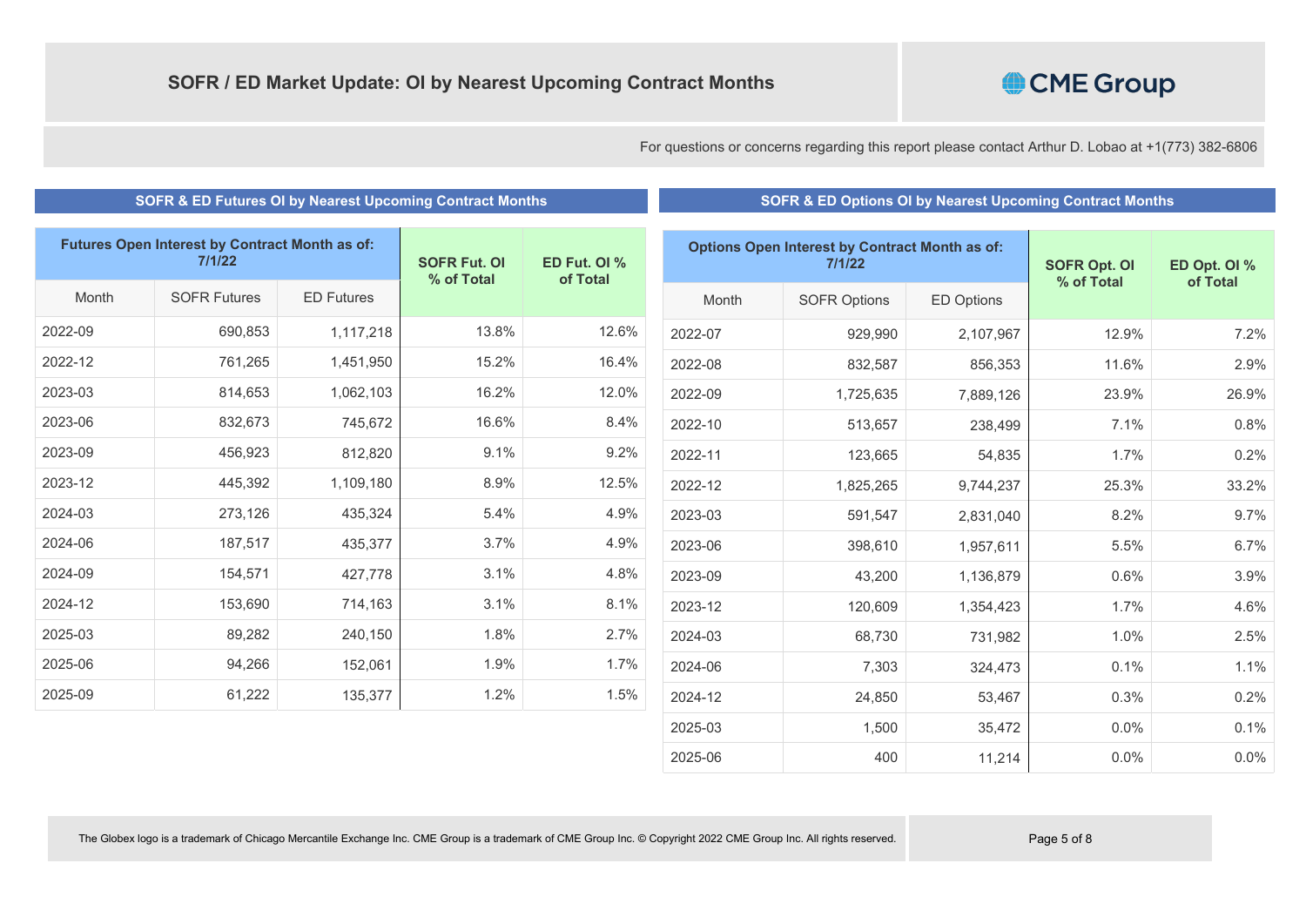# SOFR / ED Market Update: OI by Nearest Upcoming Contract Months

For questions or concerns regarding this report please contact Arthur D. Lobao at +1(773) 382-6806

## SOFR & ED Futures OI by Nearest Upcoming Contract Months

| Futures Open Interest by Contract Month as of: 7/1/22 | | | SOFR Fut. OI % of Total | ED Fut. OI % of Total |
|---|---|---|---|---|
| Month | SOFR Futures | ED Futures | | |
| 2022-09 | 690,853 | 1,117,218 | 13.8% | 12.6% |
| 2022-12 | 761,265 | 1,451,950 | 15.2% | 16.4% |
| 2023-03 | 814,653 | 1,062,103 | 16.2% | 12.0% |
| 2023-06 | 832,673 | 745,672 | 16.6% | 8.4% |
| 2023-09 | 456,923 | 812,820 | 9.1% | 9.2% |
| 2023-12 | 445,392 | 1,109,180 | 8.9% | 12.5% |
| 2024-03 | 273,126 | 435,324 | 5.4% | 4.9% |
| 2024-06 | 187,517 | 435,377 | 3.7% | 4.9% |
| 2024-09 | 154,571 | 427,778 | 3.1% | 4.8% |
| 2024-12 | 153,690 | 714,163 | 3.1% | 8.1% |
| 2025-03 | 89,282 | 240,150 | 1.8% | 2.7% |
| 2025-06 | 94,266 | 152,061 | 1.9% | 1.7% |
| 2025-09 | 61,222 | 135,377 | 1.2% | 1.5% |

## SOFR & ED Options OI by Nearest Upcoming Contract Months

| Options Open Interest by Contract Month as of: 7/1/22 | | | SOFR Opt. OI % of Total | ED Opt. OI % of Total |
|---|---|---|---|---|
| Month | SOFR Options | ED Options | | |
| 2022-07 | 929,990 | 2,107,967 | 12.9% | 7.2% |
| 2022-08 | 832,587 | 856,353 | 11.6% | 2.9% |
| 2022-09 | 1,725,635 | 7,889,126 | 23.9% | 26.9% |
| 2022-10 | 513,657 | 238,499 | 7.1% | 0.8% |
| 2022-11 | 123,665 | 54,835 | 1.7% | 0.2% |
| 2022-12 | 1,825,265 | 9,744,237 | 25.3% | 33.2% |
| 2023-03 | 591,547 | 2,831,040 | 8.2% | 9.7% |
| 2023-06 | 398,610 | 1,957,611 | 5.5% | 6.7% |
| 2023-09 | 43,200 | 1,136,879 | 0.6% | 3.9% |
| 2023-12 | 120,609 | 1,354,423 | 1.7% | 4.6% |
| 2024-03 | 68,730 | 731,982 | 1.0% | 2.5% |
| 2024-06 | 7,303 | 324,473 | 0.1% | 1.1% |
| 2024-12 | 24,850 | 53,467 | 0.3% | 0.2% |
| 2025-03 | 1,500 | 35,472 | 0.0% | 0.1% |
| 2025-06 | 400 | 11,214 | 0.0% | 0.0% |

The Globex logo is a trademark of Chicago Mercantile Exchange Inc. CME Group is a trademark of CME Group Inc. © Copyright 2022 CME Group Inc. All rights reserved.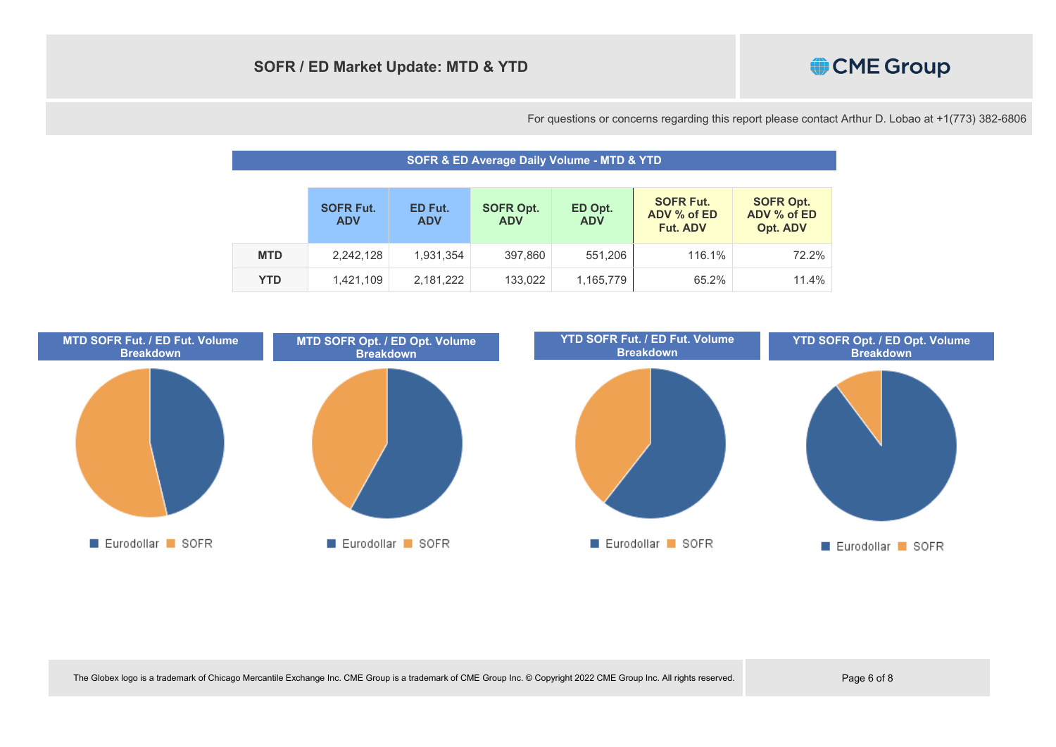# SOFR / ED Market Update: MTD & YTD

For questions or concerns regarding this report please contact Arthur D. Lobao at +1(773) 382-6806

## SOFR & ED Average Daily Volume - MTD & YTD

| | SOFR Fut. ADV | ED Fut. ADV | SOFR Opt. ADV | ED Opt. ADV | SOFR Fut. ADV % of ED Fut. ADV | SOFR Opt. ADV % of ED Opt. ADV |
|---|---|---|---|---|---|---|
| **MTD** | 2,242,128 | 1,931,354 | 397,860 | 551,206 | 116.1% | 72.2% |
| **YTD** | 1,421,109 | 2,181,222 | 133,022 | 1,165,779 | 65.2% | 11.4% |

**MTD SOFR Fut. / ED Fut. Volume Breakdown**

Eurodollar SOFR

**MTD SOFR Opt. / ED Opt. Volume Breakdown**

Eurodollar SOFR

**YTD SOFR Fut. / ED Fut. Volume Breakdown**

Eurodollar SOFR

**YTD SOFR Opt. / ED Opt. Volume Breakdown**

Eurodollar SOFR

The Globex logo is a trademark of Chicago Mercantile Exchange Inc. CME Group is a trademark of CME Group Inc. © Copyright 2022 CME Group Inc. All rights reserved.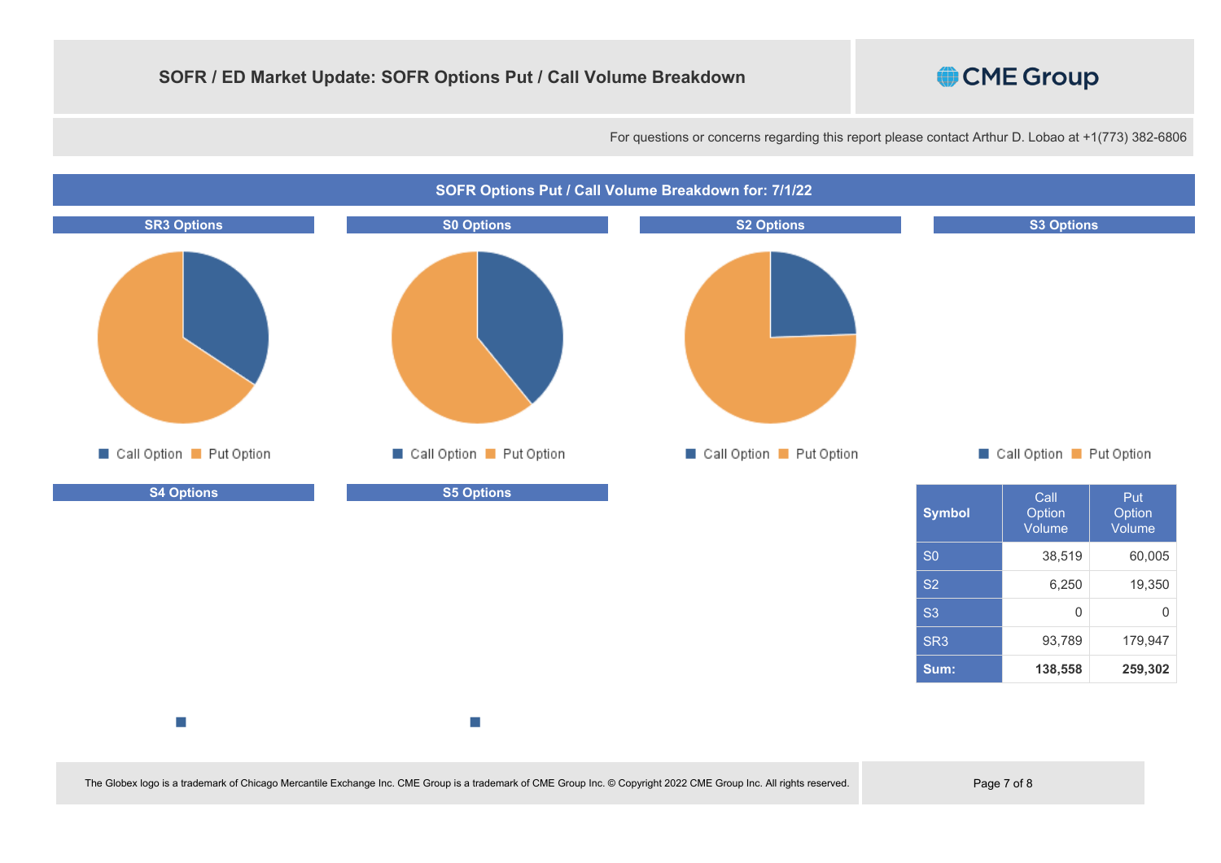# SOFR / ED Market Update: SOFR Options Put / Call Volume Breakdown

For questions or concerns regarding this report please contact Arthur D. Lobao at +1(773) 382-6806

## SOFR Options Put / Call Volume Breakdown for: 7/1/22

### SR3 Options

Call Option
Put Option

### S0 Options

Call Option
Put Option

### S2 Options

Call Option
Put Option

### S3 Options

Call Option
Put Option

### S4 Options

### S5 Options

| Symbol | Call Option Volume | Put Option Volume |
|---|---|---|
| S0 | 38,519 | 60,005 |
| S2 | 6,250 | 19,350 |
| S3 | 0 | 0 |
| SR3 | 93,789 | 179,947 |
| **Sum:** | **138,558** | **259,302** |

The Globex logo is a trademark of Chicago Mercantile Exchange Inc. CME Group is a trademark of CME Group Inc. © Copyright 2022 CME Group Inc. All rights reserved.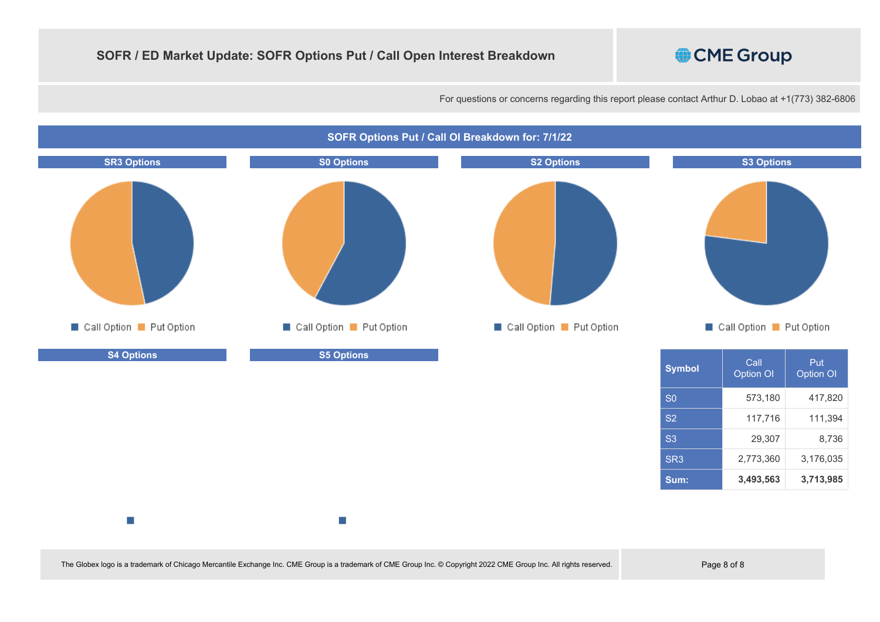# SOFR / ED Market Update: SOFR Options Put / Call Open Interest Breakdown

For questions or concerns regarding this report please contact Arthur D. Lobao at +1(773) 382-6806

## SOFR Options Put / Call OI Breakdown for: 7/1/22

### SR3 Options

Call Option  Put Option

### S0 Options

Call Option  Put Option

### S2 Options

Call Option  Put Option

### S3 Options

Call Option  Put Option

### S4 Options

### S5 Options

| Symbol | Call Option OI | Put Option OI |
|---|---|---|
| S0 | 573,180 | 417,820 |
| S2 | 117,716 | 111,394 |
| S3 | 29,307 | 8,736 |
| SR3 | 2,773,360 | 3,176,035 |
| **Sum:** | **3,493,563** | **3,713,985** |

The Globex logo is a trademark of Chicago Mercantile Exchange Inc. CME Group is a trademark of CME Group Inc. © Copyright 2022 CME Group Inc. All rights reserved.